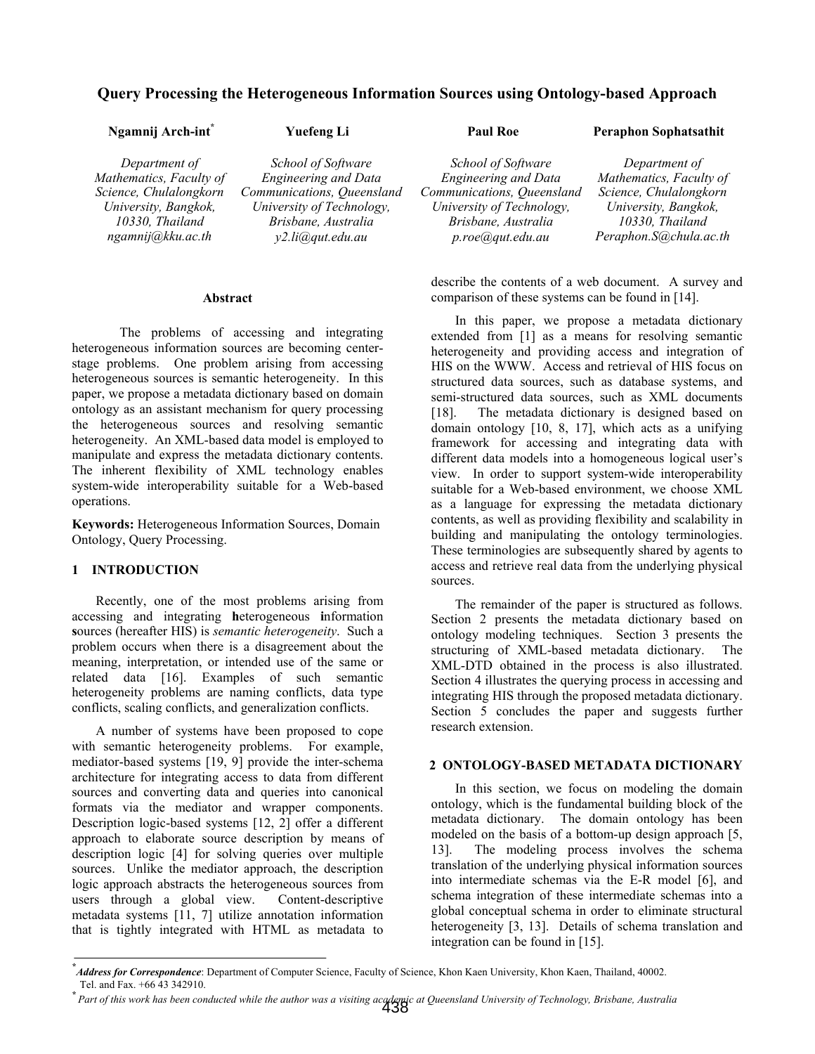# Query Processing the Heterogeneous Information Sources using Ontology-based Approach

**Ngamnij Arch-int***
*Department of Mathematics, Faculty of Science, Chulalongkorn University, Bangkok, 10330, Thailand*
*ngamnij@kku.ac.th*

**Yuefeng Li**
*School of Software Engineering and Data Communications, Queensland University of Technology, Brisbane, Australia*
*y2.li@qut.edu.au*

**Paul Roe**
*School of Software Engineering and Data Communications, Queensland University of Technology, Brisbane, Australia*
*p.roe@qut.edu.au*

**Peraphon Sophatsathit**
*Department of Mathematics, Faculty of Science, Chulalongkorn University, Bangkok, 10330, Thailand*
*Peraphon.S@chula.ac.th*

## Abstract

The problems of accessing and integrating heterogeneous information sources are becoming center-stage problems. One problem arising from accessing heterogeneous sources is semantic heterogeneity. In this paper, we propose a metadata dictionary based on domain ontology as an assistant mechanism for query processing the heterogeneous sources and resolving semantic heterogeneity. An XML-based data model is employed to manipulate and express the metadata dictionary contents. The inherent flexibility of XML technology enables system-wide interoperability suitable for a Web-based operations.

**Keywords:** Heterogeneous Information Sources, Domain Ontology, Query Processing.

## 1 INTRODUCTION

Recently, one of the most problems arising from accessing and integrating **h**eterogeneous **i**nformation **s**ources (hereafter HIS) is *semantic heterogeneity*. Such a problem occurs when there is a disagreement about the meaning, interpretation, or intended use of the same or related data [16]. Examples of such semantic heterogeneity problems are naming conflicts, data type conflicts, scaling conflicts, and generalization conflicts.

A number of systems have been proposed to cope with semantic heterogeneity problems. For example, mediator-based systems [19, 9] provide the inter-schema architecture for integrating access to data from different sources and converting data and queries into canonical formats via the mediator and wrapper components. Description logic-based systems [12, 2] offer a different approach to elaborate source description by means of description logic [4] for solving queries over multiple sources. Unlike the mediator approach, the description logic approach abstracts the heterogeneous sources from users through a global view. Content-descriptive metadata systems [11, 7] utilize annotation information that is tightly integrated with HTML as metadata to describe the contents of a web document. A survey and comparison of these systems can be found in [14].

In this paper, we propose a metadata dictionary extended from [1] as a means for resolving semantic heterogeneity and providing access and integration of HIS on the WWW. Access and retrieval of HIS focus on structured data sources, such as database systems, and semi-structured data sources, such as XML documents [18]. The metadata dictionary is designed based on domain ontology [10, 8, 17], which acts as a unifying framework for accessing and integrating data with different data models into a homogeneous logical user's view. In order to support system-wide interoperability suitable for a Web-based environment, we choose XML as a language for expressing the metadata dictionary contents, as well as providing flexibility and scalability in building and manipulating the ontology terminologies. These terminologies are subsequently shared by agents to access and retrieve real data from the underlying physical sources.

The remainder of the paper is structured as follows. Section 2 presents the metadata dictionary based on ontology modeling techniques. Section 3 presents the structuring of XML-based metadata dictionary. The XML-DTD obtained in the process is also illustrated. Section 4 illustrates the querying process in accessing and integrating HIS through the proposed metadata dictionary. Section 5 concludes the paper and suggests further research extension.

## 2 ONTOLOGY-BASED METADATA DICTIONARY

In this section, we focus on modeling the domain ontology, which is the fundamental building block of the metadata dictionary. The domain ontology has been modeled on the basis of a bottom-up design approach [5, 13]. The modeling process involves the schema translation of the underlying physical information sources into intermediate schemas via the E-R model [6], and schema integration of these intermediate schemas into a global conceptual schema in order to eliminate structural heterogeneity [3, 13]. Details of schema translation and integration can be found in [15].

---

* *Address for Correspondence*: Department of Computer Science, Faculty of Science, Khon Kaen University, Khon Kaen, Thailand, 40002. Tel. and Fax. +66 43 342910.

* *Part of this work has been conducted while the author was a visiting academic at Queensland University of Technology, Brisbane, Australia*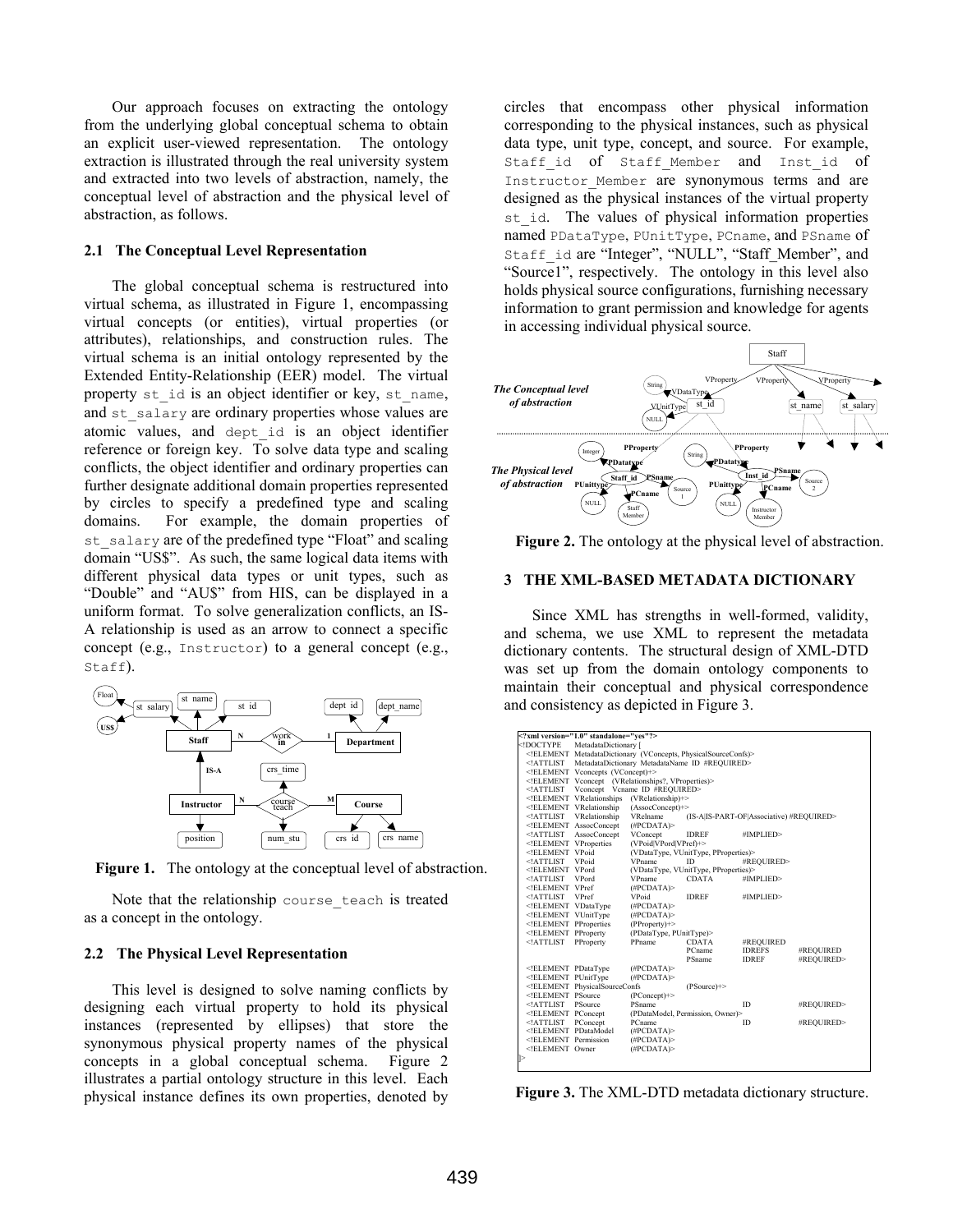Our approach focuses on extracting the ontology from the underlying global conceptual schema to obtain an explicit user-viewed representation. The ontology extraction is illustrated through the real university system and extracted into two levels of abstraction, namely, the conceptual level of abstraction and the physical level of abstraction, as follows.

### 2.1 The Conceptual Level Representation

The global conceptual schema is restructured into virtual schema, as illustrated in Figure 1, encompassing virtual concepts (or entities), virtual properties (or attributes), relationships, and construction rules. The virtual schema is an initial ontology represented by the Extended Entity-Relationship (EER) model. The virtual property `st_id` is an object identifier or key, `st_name`, and `st_salary` are ordinary properties whose values are atomic values, and `dept_id` is an object identifier reference or foreign key. To solve data type and scaling conflicts, the object identifier and ordinary properties can further designate additional domain properties represented by circles to specify a predefined type and scaling domains. For example, the domain properties of `st_salary` are of the predefined type "Float" and scaling domain "US$". As such, the same logical data items with different physical data types or unit types, such as "Double" and "AU$" from HIS, can be displayed in a uniform format. To solve generalization conflicts, an IS-A relationship is used as an arrow to connect a specific concept (e.g., `Instructor`) to a general concept (e.g., `Staff`).

**Figure 1.** The ontology at the conceptual level of abstraction.

Note that the relationship `course_teach` is treated as a concept in the ontology.

### 2.2 The Physical Level Representation

This level is designed to solve naming conflicts by designing each virtual property to hold its physical instances (represented by ellipses) that store the synonymous physical property names of the physical concepts in a global conceptual schema. Figure 2 illustrates a partial ontology structure in this level. Each physical instance defines its own properties, denoted by circles that encompass other physical information corresponding to the physical instances, such as physical data type, unit type, concept, and source. For example, `Staff_id` of `Staff_Member` and `Inst_id` of `Instructor_Member` are synonymous terms and are designed as the physical instances of the virtual property `st_id`. The values of physical information properties named `PDataType`, `PUnitType`, `PCname`, and `PSname` of `Staff_id` are "Integer", "NULL", "Staff_Member", and "Source1", respectively. The ontology in this level also holds physical source configurations, furnishing necessary information to grant permission and knowledge for agents in accessing individual physical source.

**Figure 2.** The ontology at the physical level of abstraction.

## 3 THE XML-BASED METADATA DICTIONARY

Since XML has strengths in well-formed, validity, and schema, we use XML to represent the metadata dictionary contents. The structural design of XML-DTD was set up from the domain ontology components to maintain their conceptual and physical correspondence and consistency as depicted in Figure 3.

```
<?xml version="1.0" standalone="yes"?>
<!DOCTYPE    MetadataDictionary [
  <!ELEMENT  MetadataDictionary  (VConcepts, PhysicalSourceConfs)>
  <!ATTLIST  MetadataDictionary  MetadataName  ID  #REQUIRED>
  <!ELEMENT  Vconcepts  (VConcept)+>
  <!ELEMENT  Vconcept   (VRelationships?, VProperties)>
  <!ATTLIST  Vconcept   Vcname  ID  #REQUIRED>
  <!ELEMENT  VRelationships   (VRelationship)+>
  <!ELEMENT  VRelationship    (AssocConcept)+>
  <!ATTLIST  VRelationship    VRelname      (IS-A|IS-PART-OF|Associative) #REQUIRED>
  <!ELEMENT  AssocConcept     (#PCDATA)>
  <!ATTLIST  AssocConcept     VConcept      IDREF      #IMPLIED>
  <!ELEMENT  VProperties      (VPoid|VPord|VPref)+>
  <!ELEMENT  VPoid            (VDataType, VUnitType, PProperties)>
  <!ATTLIST  VPoid            VPname        ID         #REQUIRED>
  <!ELEMENT  VPord            (VDataType, VUnitType, PProperties)>
  <!ATTLIST  VPord            VPname        CDATA      #IMPLIED>
  <!ELEMENT  VPref            (#PCDATA)>
  <!ATTLIST  VPref            VPoid         IDREF      #IMPLIED>
  <!ELEMENT  VDataType        (#PCDATA)>
  <!ELEMENT  VUnitType        (#PCDATA)>
  <!ELEMENT  PProperties      (PProperty)+>
  <!ELEMENT  PProperty        (PDataType, PUnitType)>
  <!ATTLIST  PProperty        PPname        CDATA      #REQUIRED
                              PCname        IDREFS     #REQUIRED
                              PSname        IDREF      #REQUIRED>
  <!ELEMENT  PDataType        (#PCDATA)>
  <!ELEMENT  PUnitType        (#PCDATA)>
  <!ELEMENT  PhysicalSourceConfs        (PSource)+>
  <!ELEMENT  PSource          (PConcept)+>
  <!ATTLIST  PSource          PSname        ID         #REQUIRED>
  <!ELEMENT  PConcept         (PDataModel, Permission, Owner)>
  <!ATTLIST  PConcept         PCname        ID         #REQUIRED>
  <!ELEMENT  PDataModel       (#PCDATA)>
  <!ELEMENT  Permission       (#PCDATA)>
  <!ELEMENT  Owner            (#PCDATA)>
]>
```

**Figure 3.** The XML-DTD metadata dictionary structure.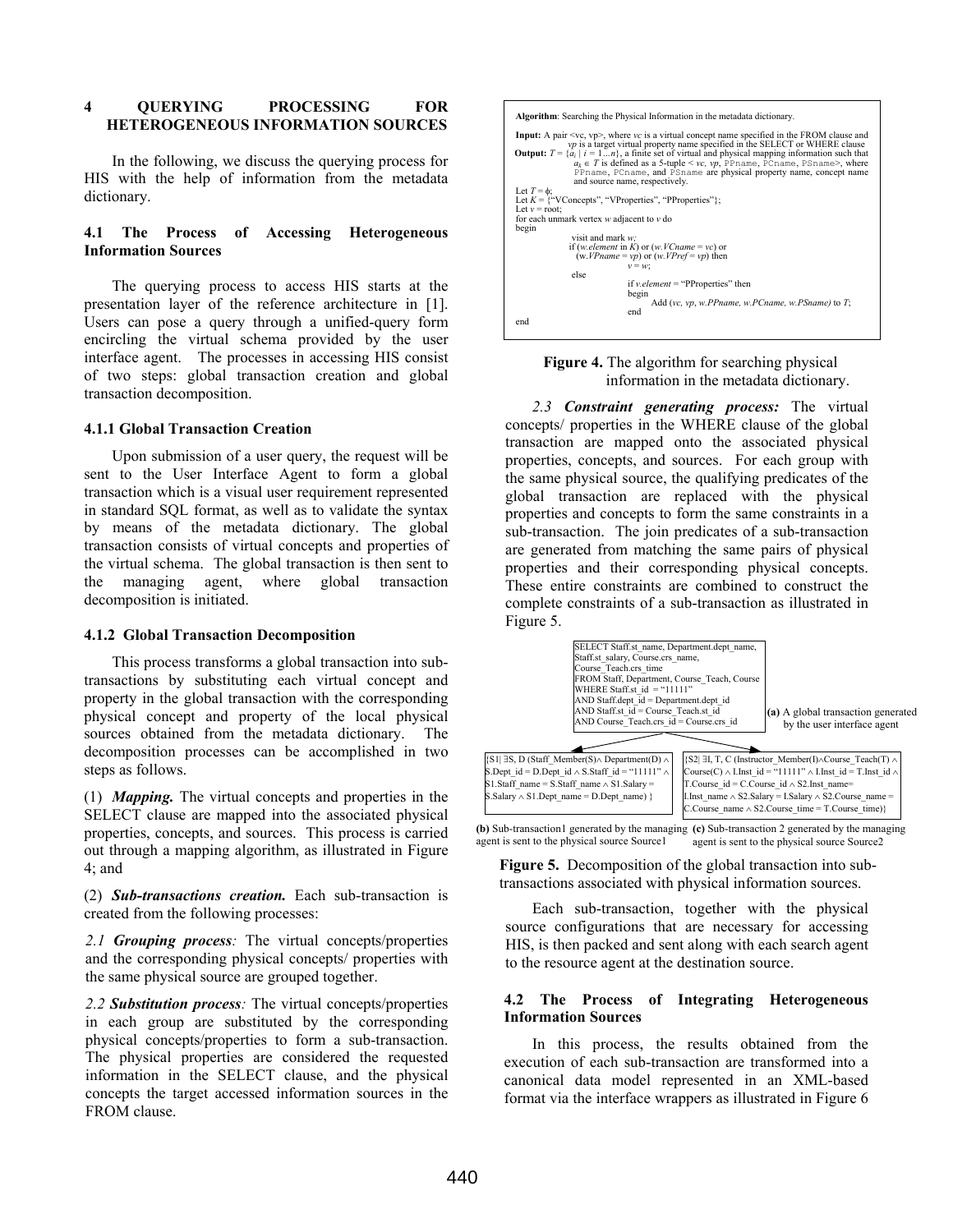## 4 QUERYING PROCESSING FOR HETEROGENEOUS INFORMATION SOURCES

In the following, we discuss the querying process for HIS with the help of information from the metadata dictionary.

### 4.1 The Process of Accessing Heterogeneous Information Sources

The querying process to access HIS starts at the presentation layer of the reference architecture in [1]. Users can pose a query through a unified-query form encircling the virtual schema provided by the user interface agent. The processes in accessing HIS consist of two steps: global transaction creation and global transaction decomposition.

#### 4.1.1 Global Transaction Creation

Upon submission of a user query, the request will be sent to the User Interface Agent to form a global transaction which is a visual user requirement represented in standard SQL format, as well as to validate the syntax by means of the metadata dictionary. The global transaction consists of virtual concepts and properties of the virtual schema. The global transaction is then sent to the managing agent, where global transaction decomposition is initiated.

#### 4.1.2 Global Transaction Decomposition

This process transforms a global transaction into sub-transactions by substituting each virtual concept and property in the global transaction with the corresponding physical concept and property of the local physical sources obtained from the metadata dictionary. The decomposition processes can be accomplished in two steps as follows.

(1) ***Mapping.*** The virtual concepts and properties in the SELECT clause are mapped into the associated physical properties, concepts, and sources. This process is carried out through a mapping algorithm, as illustrated in Figure 4; and

(2) ***Sub-transactions creation.*** Each sub-transaction is created from the following processes:

*2.1* ***Grouping process****:* The virtual concepts/properties and the corresponding physical concepts/ properties with the same physical source are grouped together.

*2.2* ***Substitution process****:* The virtual concepts/properties in each group are substituted by the corresponding physical concepts/properties to form a sub-transaction. The physical properties are considered the requested information in the SELECT clause, and the physical concepts the target accessed information sources in the FROM clause.

```
Algorithm: Searching the Physical Information in the metadata dictionary.

Input: A pair <vc, vp>, where vc is a virtual concept name specified in the FROM clause and
       vp is a target virtual property name specified in the SELECT or WHERE clause
Output: T = {a_i | i = 1...n}, a finite set of virtual and physical mapping information such that
       a_k ∈ T is defined as a 5-tuple < vc, vp, PPname, PCname, PSname>, where
       PPname, PCname, and PSname are physical property name, concept name
       and source name, respectively.
Let T = φ;
Let K = {"VConcepts", "VProperties", "PProperties"};
Let v = root;
for each unmark vertex w adjacent to v do
begin
        visit and mark w;
        if (w.element in K) or (w.VCname = vc) or
           (w.VPname = vp) or (w.VPref = vp) then
                v = w;
        else
                if v.element = "PProperties" then
                begin
                        Add (vc, vp, w.PPname, w.PCname, w.PSname) to T;
                end
end
```

**Figure 4.** The algorithm for searching physical information in the metadata dictionary.

*2.3* ***Constraint generating process:*** The virtual concepts/ properties in the WHERE clause of the global transaction are mapped onto the associated physical properties, concepts, and sources. For each group with the same physical source, the qualifying predicates of the global transaction are replaced with the physical properties and concepts to form the same constraints in a sub-transaction. The join predicates of a sub-transaction are generated from matching the same pairs of physical properties and their corresponding physical concepts. These entire constraints are combined to construct the complete constraints of a sub-transaction as illustrated in Figure 5.

```
SELECT Staff.st_name, Department.dept_name,
Staff.st_salary, Course.crs_name,
Course_Teach.crs_time
FROM Staff, Department, Course_Teach, Course
WHERE Staff.st_id = "11111"
AND Staff.dept_id = Department.dept_id
AND Staff.st_id = Course_Teach.st_id
AND Course_Teach.crs_id = Course.crs_id
```

**(a)** A global transaction generated by the user interface agent

{S1| ∃S, D (Staff_Member(S) ∧ Department(D) ∧ S.Dept_id = D.Dept_id ∧ S.Staff_id = "11111" ∧ S1.Staff_name = S.Staff_name ∧ S1.Salary = S.Salary ∧ S1.Dept_name = D.Dept_name) }

**(b)** Sub-transaction1 generated by the managing agent is sent to the physical source Source1

{S2| ∃I, T, C (Instructor_Member(I)∧Course_Teach(T) ∧ Course(C) ∧ I.Inst_id = "11111" ∧ I.Inst_id = T.Inst_id ∧ T.Course_id = C.Course_id ∧ S2.Inst_name= I.Inst_name ∧ S2.Salary = I.Salary ∧ S2.Course_name = C.Course_name ∧ S2.Course_time = T.Course_time)}

**(c)** Sub-transaction 2 generated by the managing agent is sent to the physical source Source2

**Figure 5.** Decomposition of the global transaction into sub-transactions associated with physical information sources.

Each sub-transaction, together with the physical source configurations that are necessary for accessing HIS, is then packed and sent along with each search agent to the resource agent at the destination source.

### 4.2 The Process of Integrating Heterogeneous Information Sources

In this process, the results obtained from the execution of each sub-transaction are transformed into a canonical data model represented in an XML-based format via the interface wrappers as illustrated in Figure 6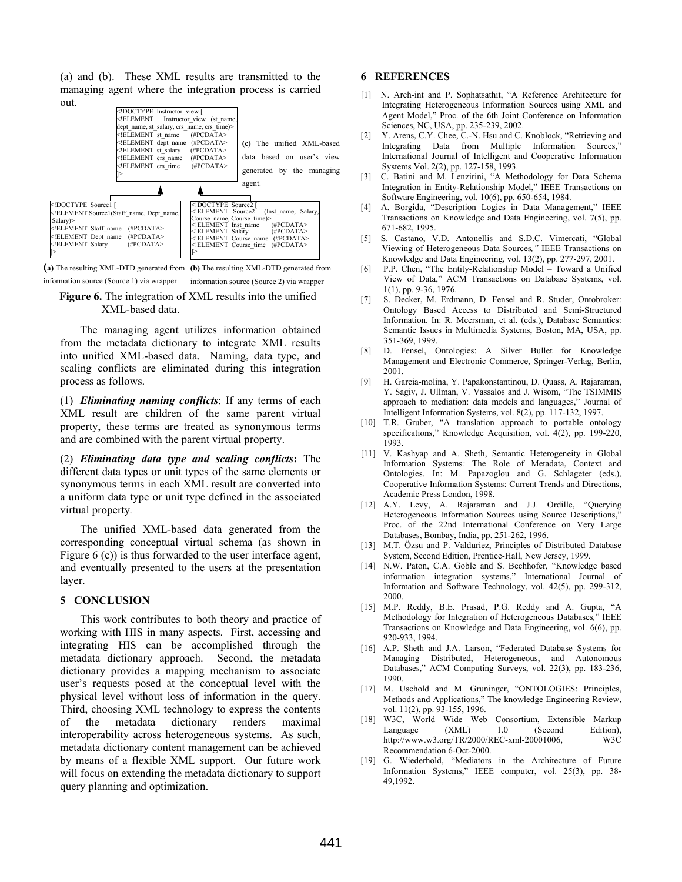(a) and (b). These XML results are transmitted to the managing agent where the integration process is carried out.

```
<!DOCTYPE Instructor_view [
<!ELEMENT Instructor_view (st_name, dept_name, st_salary, crs_name, crs_time)>
<!ELEMENT st_name (#PCDATA>
<!ELEMENT dept_name (#PCDATA>
<!ELEMENT st_salary (#PCDATA>
<!ELEMENT crs_name (#PCDATA>
<!ELEMENT crs_time (#PCDATA>
]>
```

**(c)** The unified XML-based data based on user's view generated by the managing agent.

```
<!DOCTYPE Source1 [
<!ELEMENT Source1(Staff_name, Dept_name, Salary)>
<!ELEMENT Staff_name (#PCDATA>
<!ELEMENT Dept_name (#PCDATA>
<!ELEMENT Salary (#PCDATA>
]>
```

**(a)** The resulting XML-DTD generated from information source (Source 1) via wrapper

```
<!DOCTYPE Source2 [
<!ELEMENT Source2 (Inst_name, Salary, Course_name, Course_time)>
<!ELEMENT Inst_name (#PCDATA>
<!ELEMENT Salary (#PCDATA>
<!ELEMENT Course_name (#PCDATA>
<!ELEMENT Course_time (#PCDATA>
]>
```

**(b)** The resulting XML-DTD generated from information source (Source 2) via wrapper

**Figure 6.** The integration of XML results into the unified XML-based data.

The managing agent utilizes information obtained from the metadata dictionary to integrate XML results into unified XML-based data. Naming, data type, and scaling conflicts are eliminated during this integration process as follows.

(1) ***Eliminating naming conflicts***: If any terms of each XML result are children of the same parent virtual property, these terms are treated as synonymous terms and are combined with the parent virtual property.

(2) ***Eliminating data type and scaling conflicts*:** The different data types or unit types of the same elements or synonymous terms in each XML result are converted into a uniform data type or unit type defined in the associated virtual property.

The unified XML-based data generated from the corresponding conceptual virtual schema (as shown in Figure 6 (c)) is thus forwarded to the user interface agent, and eventually presented to the users at the presentation layer.

## 5 CONCLUSION

This work contributes to both theory and practice of working with HIS in many aspects. First, accessing and integrating HIS can be accomplished through the metadata dictionary approach. Second, the metadata dictionary provides a mapping mechanism to associate user's requests posed at the conceptual level with the physical level without loss of information in the query. Third, choosing XML technology to express the contents of the metadata dictionary renders maximal interoperability across heterogeneous systems. As such, metadata dictionary content management can be achieved by means of a flexible XML support. Our future work will focus on extending the metadata dictionary to support query planning and optimization.

## 6 REFERENCES

[1] N. Arch-int and P. Sophatsathit, "A Reference Architecture for Integrating Heterogeneous Information Sources using XML and Agent Model," Proc. of the 6th Joint Conference on Information Sciences, NC, USA, pp. 235-239, 2002.

[2] Y. Arens, C.Y. Chee, C.-N. Hsu and C. Knoblock, "Retrieving and Integrating Data from Multiple Information Sources," International Journal of Intelligent and Cooperative Information Systems Vol. 2(2), pp. 127-158, 1993.

[3] C. Batini and M. Lenzirini, "A Methodology for Data Schema Integration in Entity-Relationship Model," IEEE Transactions on Software Engineering, vol. 10(6), pp. 650-654, 1984.

[4] A. Borgida, "Description Logics in Data Management," IEEE Transactions on Knowledge and Data Engineering, vol. 7(5), pp. 671-682, 1995.

[5] S. Castano, V.D. Antonellis and S.D.C. Vimercati, "Global Viewing of Heterogeneous Data Sources*,"* IEEE Transactions on Knowledge and Data Engineering, vol. 13(2), pp. 277-297, 2001.

[6] P.P. Chen, "The Entity-Relationship Model – Toward a Unified View of Data," ACM Transactions on Database Systems, vol. 1(1), pp. 9-36, 1976.

[7] S. Decker, M. Erdmann, D. Fensel and R. Studer, Ontobroker: Ontology Based Access to Distributed and Semi-Structured Information. In: R. Meersman, et al. (eds.), Database Semantics: Semantic Issues in Multimedia Systems, Boston, MA, USA, pp. 351-369, 1999.

[8] D. Fensel, Ontologies: A Silver Bullet for Knowledge Management and Electronic Commerce, Springer-Verlag, Berlin, 2001.

[9] H. Garcia-molina, Y. Papakonstantinou, D. Quass, A. Rajaraman, Y. Sagiv, J. Ullman, V. Vassalos and J. Wisom, "The TSIMMIS approach to mediation: data models and languages," Journal of Intelligent Information Systems, vol. 8(2), pp. 117-132, 1997.

[10] T.R. Gruber, "A translation approach to portable ontology specifications," Knowledge Acquisition, vol. 4(2), pp. 199-220, 1993.

[11] V. Kashyap and A. Sheth, Semantic Heterogeneity in Global Information Systems*:* The Role of Metadata, Context and Ontologies. In: M. Papazoglou and G. Schlageter (eds.), Cooperative Information Systems: Current Trends and Directions, Academic Press London, 1998.

[12] A.Y. Levy, A. Rajaraman and J.J. Ordille, "Querying Heterogeneous Information Sources using Source Descriptions," Proc. of the 22nd International Conference on Very Large Databases, Bombay, India, pp. 251-262, 1996.

[13] M.T. Özsu and P. Valduriez, Principles of Distributed Database System, Second Edition, Prentice-Hall, New Jersey, 1999.

[14] N.W. Paton, C.A. Goble and S. Bechhofer, "Knowledge based information integration systems," International Journal of Information and Software Technology, vol. 42(5), pp. 299-312, 2000.

[15] M.P. Reddy, B.E. Prasad, P.G. Reddy and A. Gupta, "A Methodology for Integration of Heterogeneous Databases*,*" IEEE Transactions on Knowledge and Data Engineering, vol. 6(6), pp. 920-933, 1994.

[16] A.P. Sheth and J.A. Larson, "Federated Database Systems for Managing Distributed, Heterogeneous, and Autonomous Databases," ACM Computing Surveys, vol. 22(3), pp. 183-236, 1990.

[17] M. Uschold and M. Gruninger, "ONTOLOGIES: Principles, Methods and Applications," The knowledge Engineering Review, vol. 11(2), pp. 93-155, 1996.

[18] W3C, World Wide Web Consortium, Extensible Markup Language (XML) 1.0 (Second Edition), http://www.w3.org/TR/2000/REC-xml-20001006, W3C Recommendation 6-Oct-2000.

[19] G. Wiederhold, "Mediators in the Architecture of Future Information Systems," IEEE computer, vol. 25(3), pp. 38-49,1992.